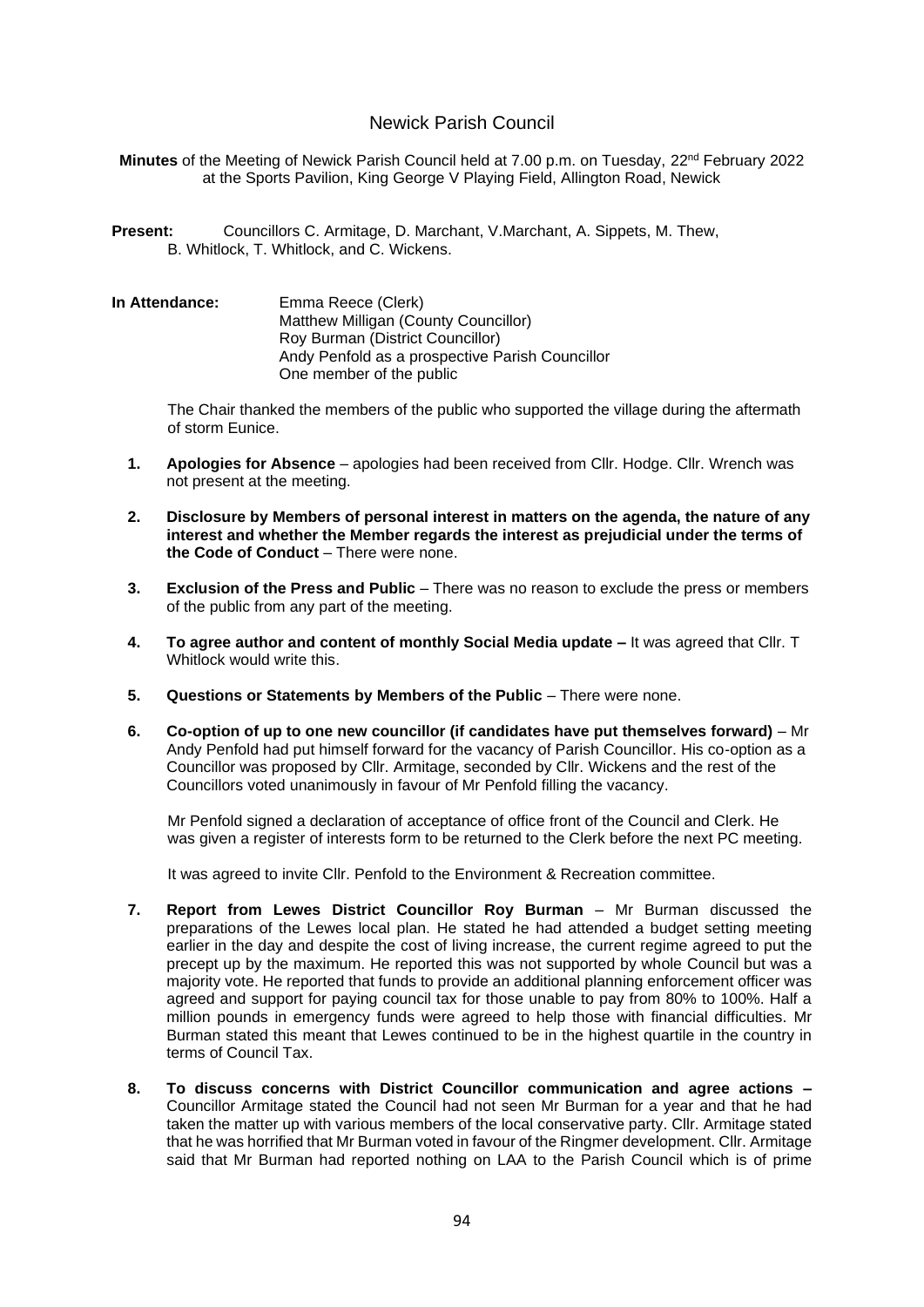# Newick Parish Council

**Minutes** of the Meeting of Newick Parish Council held at 7.00 p.m. on Tuesday, 22nd February 2022 at the Sports Pavilion, King George V Playing Field, Allington Road, Newick

**Present:** Councillors C. Armitage, D. Marchant, V.Marchant, A. Sippets, M. Thew, B. Whitlock, T. Whitlock, and C. Wickens.

**In Attendance:** Emma Reece (Clerk)
Matthew Milligan (County Councillor)
Roy Burman (District Councillor)
Andy Penfold as a prospective Parish Councillor
One member of the public

The Chair thanked the members of the public who supported the village during the aftermath of storm Eunice.

1. **Apologies for Absence** – apologies had been received from Cllr. Hodge. Cllr. Wrench was not present at the meeting.

2. **Disclosure by Members of personal interest in matters on the agenda, the nature of any interest and whether the Member regards the interest as prejudicial under the terms of the Code of Conduct** – There were none.

3. **Exclusion of the Press and Public** – There was no reason to exclude the press or members of the public from any part of the meeting.

4. **To agree author and content of monthly Social Media update –** It was agreed that Cllr. T Whitlock would write this.

5. **Questions or Statements by Members of the Public** – There were none.

6. **Co-option of up to one new councillor (if candidates have put themselves forward)** – Mr Andy Penfold had put himself forward for the vacancy of Parish Councillor. His co-option as a Councillor was proposed by Cllr. Armitage, seconded by Cllr. Wickens and the rest of the Councillors voted unanimously in favour of Mr Penfold filling the vacancy.

   Mr Penfold signed a declaration of acceptance of office front of the Council and Clerk. He was given a register of interests form to be returned to the Clerk before the next PC meeting.

   It was agreed to invite Cllr. Penfold to the Environment & Recreation committee.

7. **Report from Lewes District Councillor Roy Burman** – Mr Burman discussed the preparations of the Lewes local plan. He stated he had attended a budget setting meeting earlier in the day and despite the cost of living increase, the current regime agreed to put the precept up by the maximum. He reported this was not supported by whole Council but was a majority vote. He reported that funds to provide an additional planning enforcement officer was agreed and support for paying council tax for those unable to pay from 80% to 100%. Half a million pounds in emergency funds were agreed to help those with financial difficulties. Mr Burman stated this meant that Lewes continued to be in the highest quartile in the country in terms of Council Tax.

8. **To discuss concerns with District Councillor communication and agree actions –** Councillor Armitage stated the Council had not seen Mr Burman for a year and that he had taken the matter up with various members of the local conservative party. Cllr. Armitage stated that he was horrified that Mr Burman voted in favour of the Ringmer development. Cllr. Armitage said that Mr Burman had reported nothing on LAA to the Parish Council which is of prime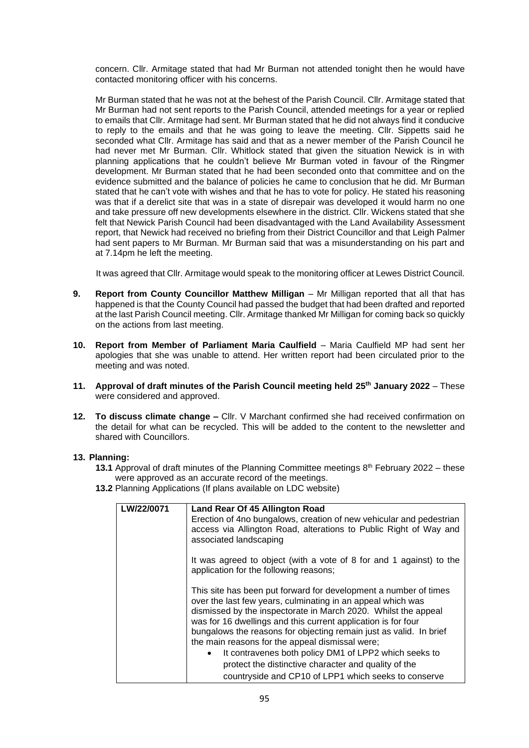concern. Cllr. Armitage stated that had Mr Burman not attended tonight then he would have contacted monitoring officer with his concerns.

Mr Burman stated that he was not at the behest of the Parish Council. Cllr. Armitage stated that Mr Burman had not sent reports to the Parish Council, attended meetings for a year or replied to emails that Cllr. Armitage had sent. Mr Burman stated that he did not always find it conducive to reply to the emails and that he was going to leave the meeting. Cllr. Sippetts said he seconded what Cllr. Armitage has said and that as a newer member of the Parish Council he had never met Mr Burman. Cllr. Whitlock stated that given the situation Newick is in with planning applications that he couldn't believe Mr Burman voted in favour of the Ringmer development. Mr Burman stated that he had been seconded onto that committee and on the evidence submitted and the balance of policies he came to conclusion that he did. Mr Burman stated that he can't vote with wishes and that he has to vote for policy. He stated his reasoning was that if a derelict site that was in a state of disrepair was developed it would harm no one and take pressure off new developments elsewhere in the district. Cllr. Wickens stated that she felt that Newick Parish Council had been disadvantaged with the Land Availability Assessment report, that Newick had received no briefing from their District Councillor and that Leigh Palmer had sent papers to Mr Burman. Mr Burman said that was a misunderstanding on his part and at 7.14pm he left the meeting.

It was agreed that Cllr. Armitage would speak to the monitoring officer at Lewes District Council.

**9. Report from County Councillor Matthew Milligan** – Mr Milligan reported that all that has happened is that the County Council had passed the budget that had been drafted and reported at the last Parish Council meeting. Cllr. Armitage thanked Mr Milligan for coming back so quickly on the actions from last meeting.

**10. Report from Member of Parliament Maria Caulfield** – Maria Caulfield MP had sent her apologies that she was unable to attend. Her written report had been circulated prior to the meeting and was noted.

**11. Approval of draft minutes of the Parish Council meeting held 25th January 2022** – These were considered and approved.

**12. To discuss climate change –** Cllr. V Marchant confirmed she had received confirmation on the detail for what can be recycled. This will be added to the content to the newsletter and shared with Councillors.

**13. Planning:**

**13.1** Approval of draft minutes of the Planning Committee meetings 8th February 2022 – these were approved as an accurate record of the meetings.

**13.2** Planning Applications (If plans available on LDC website)

| LW/22/0071 | **Land Rear Of 45 Allington Road**<br>Erection of 4no bungalows, creation of new vehicular and pedestrian access via Allington Road, alterations to Public Right of Way and associated landscaping<br><br>It was agreed to object (with a vote of 8 for and 1 against) to the application for the following reasons;<br><br>This site has been put forward for development a number of times over the last few years, culminating in an appeal which was dismissed by the inspectorate in March 2020. Whilst the appeal was for 16 dwellings and this current application is for four bungalows the reasons for objecting remain just as valid. In brief the main reasons for the appeal dismissal were;<br>• It contravenes both policy DM1 of LPP2 which seeks to protect the distinctive character and quality of the countryside and CP10 of LPP1 which seeks to conserve |
|---|---|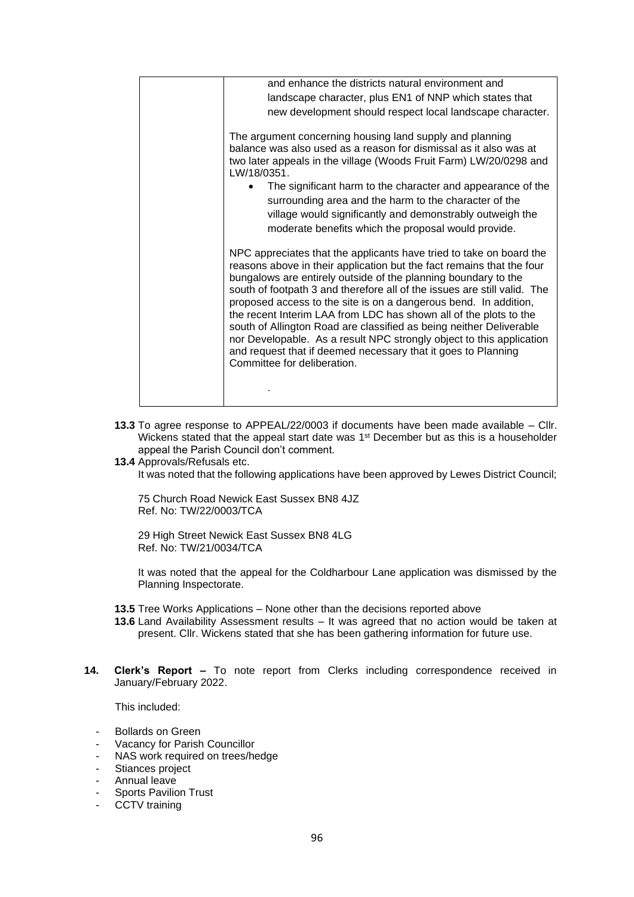| | and enhance the districts natural environment and landscape character, plus EN1 of NNP which states that new development should respect local landscape character.<br><br>The argument concerning housing land supply and planning balance was also used as a reason for dismissal as it also was at two later appeals in the village (Woods Fruit Farm) LW/20/0298 and LW/18/0351.<br><br>• The significant harm to the character and appearance of the surrounding area and the harm to the character of the village would significantly and demonstrably outweigh the moderate benefits which the proposal would provide.<br><br>NPC appreciates that the applicants have tried to take on board the reasons above in their application but the fact remains that the four bungalows are entirely outside of the planning boundary to the south of footpath 3 and therefore all of the issues are still valid. The proposed access to the site is on a dangerous bend. In addition, the recent Interim LAA from LDC has shown all of the plots to the south of Allington Road are classified as being neither Deliverable nor Developable. As a result NPC strongly object to this application and request that if deemed necessary that it goes to Planning Committee for deliberation.<br><br>. |
|---|---|

**13.3** To agree response to APPEAL/22/0003 if documents have been made available – Cllr. Wickens stated that the appeal start date was 1st December but as this is a householder appeal the Parish Council don't comment.

**13.4** Approvals/Refusals etc.
It was noted that the following applications have been approved by Lewes District Council;

75 Church Road Newick East Sussex BN8 4JZ
Ref. No: TW/22/0003/TCA

29 High Street Newick East Sussex BN8 4LG
Ref. No: TW/21/0034/TCA

It was noted that the appeal for the Coldharbour Lane application was dismissed by the Planning Inspectorate.

**13.5** Tree Works Applications – None other than the decisions reported above

**13.6** Land Availability Assessment results – It was agreed that no action would be taken at present. Cllr. Wickens stated that she has been gathering information for future use.

**14. Clerk's Report –** To note report from Clerks including correspondence received in January/February 2022.

This included:

- Bollards on Green
- Vacancy for Parish Councillor
- NAS work required on trees/hedge
- Stiances project
- Annual leave
- Sports Pavilion Trust
- CCTV training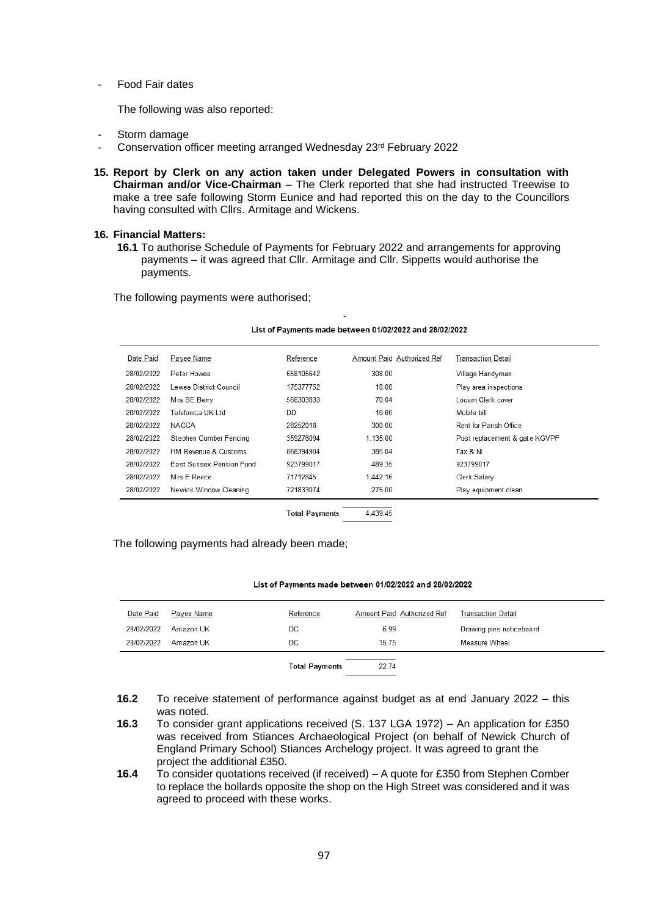- Food Fair dates

The following was also reported:

- Storm damage
- Conservation officer meeting arranged Wednesday 23rd February 2022

**15. Report by Clerk on any action taken under Delegated Powers in consultation with Chairman and/or Vice-Chairman** – The Clerk reported that she had instructed Treewise to make a tree safe following Storm Eunice and had reported this on the day to the Councillors having consulted with Cllrs. Armitage and Wickens.

**16. Financial Matters:**

**16.1** To authorise Schedule of Payments for February 2022 and arrangements for approving payments – it was agreed that Cllr. Armitage and Cllr. Sippetts would authorise the payments.

The following payments were authorised;

**List of Payments made between 01/02/2022 and 28/02/2022**

| Date Paid | Payee Name | Reference | Amount Paid | Authorized Ref | Transaction Detail |
|---|---|---|---|---|---|
| 28/02/2022 | Peter Howes | 658105642 | 308.00 | | Village Handyman |
| 28/02/2022 | Lewes District Council | 175377752 | 18.00 | | Play area inspections |
| 28/02/2022 | Mrs SE Berry | 568303833 | 70.04 | | Locum Clerk cover |
| 28/02/2022 | Telefonica UK Ltd | DD | 16.86 | | Mobile bill |
| 28/02/2022 | NACCA | 28252018 | 300.00 | | Rent for Parish Office |
| 28/02/2022 | Stephen Comber Fencing | 359276094 | 1,135.00 | | Post replacement & gate KGVPF |
| 28/02/2022 | HM Revenue & Customs | 868394904 | 385.04 | | Tax & NI |
| 28/02/2022 | East Sussex Pension Fund | 923799017 | 489.35 | | 923799017 |
| 28/02/2022 | Mrs E Reece | 71712845 | 1,442.16 | | Clerk Salary |
| 28/02/2022 | Newick Window Cleaning | 721833074 | 275.00 | | Play equipment clean |
| | | **Total Payments** | 4,439.45 | | |

The following payments had already been made;

**List of Payments made between 01/02/2022 and 28/02/2022**

| Date Paid | Payee Name | Reference | Amount Paid | Authorized Ref | Transaction Detail |
|---|---|---|---|---|---|
| 28/02/2022 | Amazon UK | DC | 6.99 | | Drawing pins noticeboard |
| 28/02/2022 | Amazon UK | DC | 15.75 | | Measure Wheel |
| | | **Total Payments** | 22.74 | | |

**16.2** To receive statement of performance against budget as at end January 2022 – this was noted.

**16.3** To consider grant applications received (S. 137 LGA 1972) – An application for £350 was received from Stiances Archaeological Project (on behalf of Newick Church of England Primary School) Stiances Archelogy project. It was agreed to grant the project the additional £350.

**16.4** To consider quotations received (if received) – A quote for £350 from Stephen Comber to replace the bollards opposite the shop on the High Street was considered and it was agreed to proceed with these works.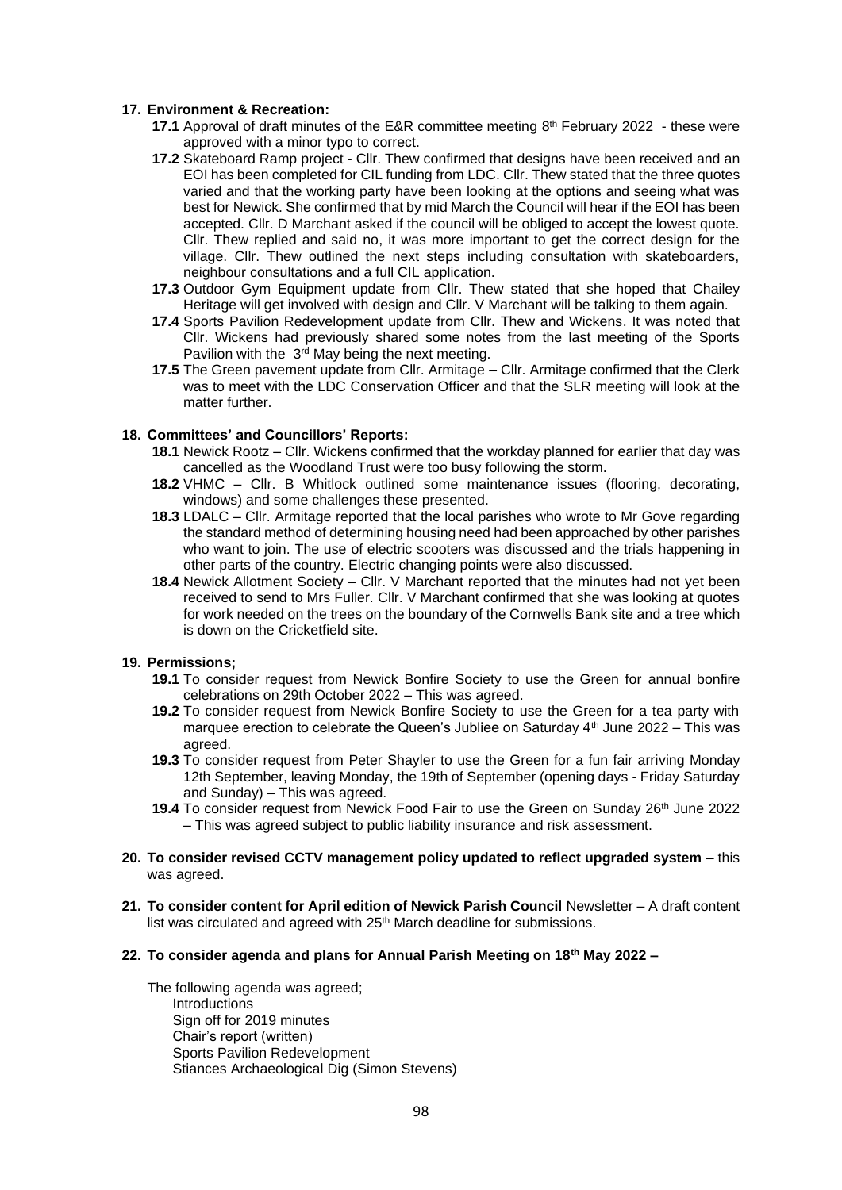**17. Environment & Recreation:**

- **17.1** Approval of draft minutes of the E&R committee meeting 8th February 2022 - these were approved with a minor typo to correct.
- **17.2** Skateboard Ramp project - Cllr. Thew confirmed that designs have been received and an EOI has been completed for CIL funding from LDC. Cllr. Thew stated that the three quotes varied and that the working party have been looking at the options and seeing what was best for Newick. She confirmed that by mid March the Council will hear if the EOI has been accepted. Cllr. D Marchant asked if the council will be obliged to accept the lowest quote. Cllr. Thew replied and said no, it was more important to get the correct design for the village. Cllr. Thew outlined the next steps including consultation with skateboarders, neighbour consultations and a full CIL application.
- **17.3** Outdoor Gym Equipment update from Cllr. Thew stated that she hoped that Chailey Heritage will get involved with design and Cllr. V Marchant will be talking to them again.
- **17.4** Sports Pavilion Redevelopment update from Cllr. Thew and Wickens. It was noted that Cllr. Wickens had previously shared some notes from the last meeting of the Sports Pavilion with the 3rd May being the next meeting.
- **17.5** The Green pavement update from Cllr. Armitage – Cllr. Armitage confirmed that the Clerk was to meet with the LDC Conservation Officer and that the SLR meeting will look at the matter further.

**18. Committees' and Councillors' Reports:**

- **18.1** Newick Rootz – Cllr. Wickens confirmed that the workday planned for earlier that day was cancelled as the Woodland Trust were too busy following the storm.
- **18.2** VHMC – Cllr. B Whitlock outlined some maintenance issues (flooring, decorating, windows) and some challenges these presented.
- **18.3** LDALC – Cllr. Armitage reported that the local parishes who wrote to Mr Gove regarding the standard method of determining housing need had been approached by other parishes who want to join. The use of electric scooters was discussed and the trials happening in other parts of the country. Electric changing points were also discussed.
- **18.4** Newick Allotment Society – Cllr. V Marchant reported that the minutes had not yet been received to send to Mrs Fuller. Cllr. V Marchant confirmed that she was looking at quotes for work needed on the trees on the boundary of the Cornwells Bank site and a tree which is down on the Cricketfield site.

**19. Permissions;**

- **19.1** To consider request from Newick Bonfire Society to use the Green for annual bonfire celebrations on 29th October 2022 – This was agreed.
- **19.2** To consider request from Newick Bonfire Society to use the Green for a tea party with marquee erection to celebrate the Queen's Jubliee on Saturday 4th June 2022 – This was agreed.
- **19.3** To consider request from Peter Shayler to use the Green for a fun fair arriving Monday 12th September, leaving Monday, the 19th of September (opening days - Friday Saturday and Sunday) – This was agreed.
- **19.4** To consider request from Newick Food Fair to use the Green on Sunday 26th June 2022 – This was agreed subject to public liability insurance and risk assessment.

**20. To consider revised CCTV management policy updated to reflect upgraded system** – this was agreed.

**21. To consider content for April edition of Newick Parish Council** Newsletter – A draft content list was circulated and agreed with 25th March deadline for submissions.

**22. To consider agenda and plans for Annual Parish Meeting on 18th May 2022 –**

The following agenda was agreed;

- Introductions
- Sign off for 2019 minutes
- Chair's report (written)
- Sports Pavilion Redevelopment
- Stiances Archaeological Dig (Simon Stevens)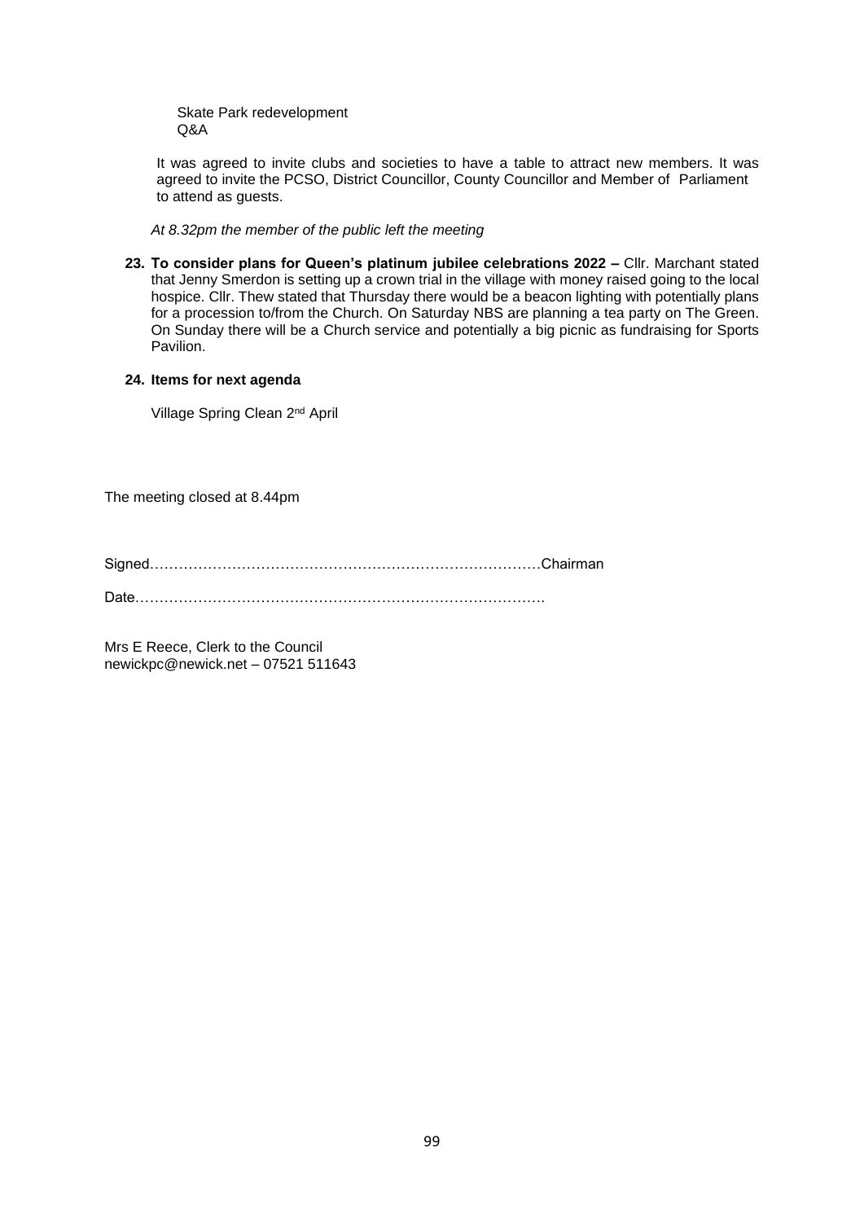Skate Park redevelopment
Q&A

It was agreed to invite clubs and societies to have a table to attract new members. It was agreed to invite the PCSO, District Councillor, County Councillor and Member of Parliament to attend as guests.

*At 8.32pm the member of the public left the meeting*

23. **To consider plans for Queen's platinum jubilee celebrations 2022 –** Cllr. Marchant stated that Jenny Smerdon is setting up a crown trial in the village with money raised going to the local hospice. Cllr. Thew stated that Thursday there would be a beacon lighting with potentially plans for a procession to/from the Church. On Saturday NBS are planning a tea party on The Green. On Sunday there will be a Church service and potentially a big picnic as fundraising for Sports Pavilion.

24. **Items for next agenda**

    Village Spring Clean 2nd April

The meeting closed at 8.44pm

Signed…………………………………………………………………………Chairman

Date…………………………………………………………………………

Mrs E Reece, Clerk to the Council
newickpc@newick.net – 07521 511643